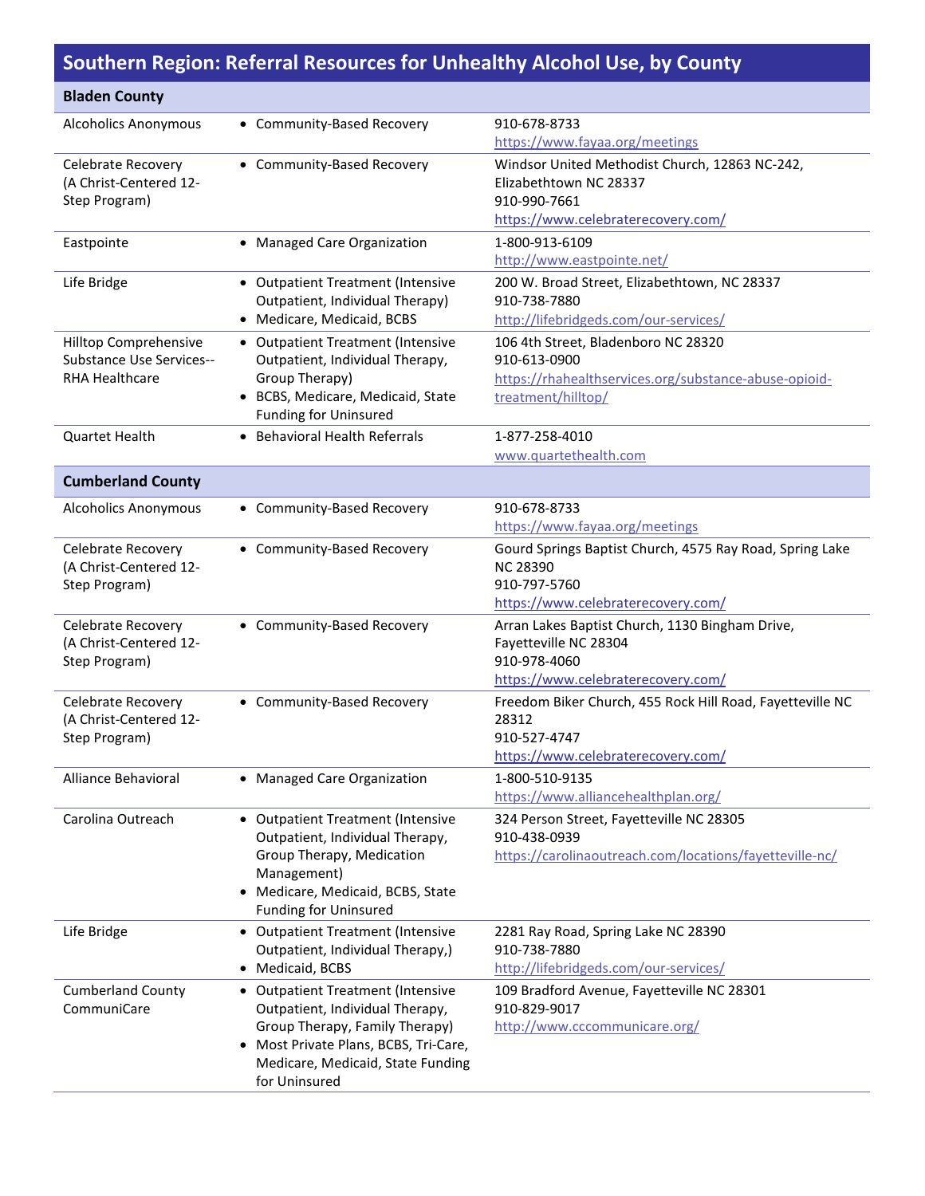## Southern Region: Referral Resources for Unhealthy Alcohol Use, by County

| Bladen County | | |
|---|---|---|
| Alcoholics Anonymous | • Community-Based Recovery | 910-678-8733<br>https://www.fayaa.org/meetings |
| Celebrate Recovery (A Christ-Centered 12-Step Program) | • Community-Based Recovery | Windsor United Methodist Church, 12863 NC-242, Elizabethtown NC 28337<br>910-990-7661<br>https://www.celebraterecovery.com/ |
| Eastpointe | • Managed Care Organization | 1-800-913-6109<br>http://www.eastpointe.net/ |
| Life Bridge | • Outpatient Treatment (Intensive Outpatient, Individual Therapy)<br>• Medicare, Medicaid, BCBS | 200 W. Broad Street, Elizabethtown, NC 28337<br>910-738-7880<br>http://lifebridgeds.com/our-services/ |
| Hilltop Comprehensive Substance Use Services--RHA Healthcare | • Outpatient Treatment (Intensive Outpatient, Individual Therapy, Group Therapy)<br>• BCBS, Medicare, Medicaid, State Funding for Uninsured | 106 4th Street, Bladenboro NC 28320<br>910-613-0900<br>https://rhahealthservices.org/substance-abuse-opioid-treatment/hilltop/ |
| Quartet Health | • Behavioral Health Referrals | 1-877-258-4010<br>www.quartethealth.com |

| Cumberland County | | |
|---|---|---|
| Alcoholics Anonymous | • Community-Based Recovery | 910-678-8733<br>https://www.fayaa.org/meetings |
| Celebrate Recovery (A Christ-Centered 12-Step Program) | • Community-Based Recovery | Gourd Springs Baptist Church, 4575 Ray Road, Spring Lake NC 28390<br>910-797-5760<br>https://www.celebraterecovery.com/ |
| Celebrate Recovery (A Christ-Centered 12-Step Program) | • Community-Based Recovery | Arran Lakes Baptist Church, 1130 Bingham Drive, Fayetteville NC 28304<br>910-978-4060<br>https://www.celebraterecovery.com/ |
| Celebrate Recovery (A Christ-Centered 12-Step Program) | • Community-Based Recovery | Freedom Biker Church, 455 Rock Hill Road, Fayetteville NC 28312<br>910-527-4747<br>https://www.celebraterecovery.com/ |
| Alliance Behavioral | • Managed Care Organization | 1-800-510-9135<br>https://www.alliancehealthplan.org/ |
| Carolina Outreach | • Outpatient Treatment (Intensive Outpatient, Individual Therapy, Group Therapy, Medication Management)<br>• Medicare, Medicaid, BCBS, State Funding for Uninsured | 324 Person Street, Fayetteville NC 28305<br>910-438-0939<br>https://carolinaoutreach.com/locations/fayetteville-nc/ |
| Life Bridge | • Outpatient Treatment (Intensive Outpatient, Individual Therapy,)<br>• Medicaid, BCBS | 2281 Ray Road, Spring Lake NC 28390<br>910-738-7880<br>http://lifebridgeds.com/our-services/ |
| Cumberland County CommuniCare | • Outpatient Treatment (Intensive Outpatient, Individual Therapy, Group Therapy, Family Therapy)<br>• Most Private Plans, BCBS, Tri-Care, Medicare, Medicaid, State Funding for Uninsured | 109 Bradford Avenue, Fayetteville NC 28301<br>910-829-9017<br>http://www.cccommunicare.org/ |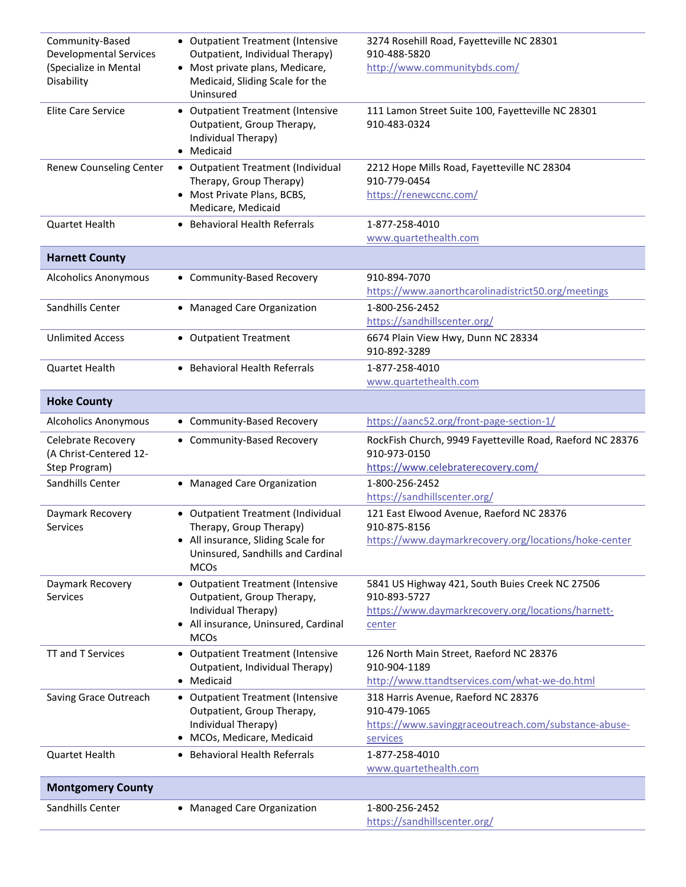| | | |
|---|---|---|
| Community-Based Developmental Services (Specialize in Mental Disability | • Outpatient Treatment (Intensive Outpatient, Individual Therapy)<br>• Most private plans, Medicare, Medicaid, Sliding Scale for the Uninsured | 3274 Rosehill Road, Fayetteville NC 28301<br>910-488-5820<br>http://www.communitybds.com/ |
| Elite Care Service | • Outpatient Treatment (Intensive Outpatient, Group Therapy, Individual Therapy)<br>• Medicaid | 111 Lamon Street Suite 100, Fayetteville NC 28301<br>910-483-0324 |
| Renew Counseling Center | • Outpatient Treatment (Individual Therapy, Group Therapy)<br>• Most Private Plans, BCBS, Medicare, Medicaid | 2212 Hope Mills Road, Fayetteville NC 28304<br>910-779-0454<br>https://renewccnc.com/ |
| Quartet Health | • Behavioral Health Referrals | 1-877-258-4010<br>www.quartethealth.com |
| **Harnett County** | | |
| Alcoholics Anonymous | • Community-Based Recovery | 910-894-7070<br>https://www.aanorthcarolinadistrict50.org/meetings |
| Sandhills Center | • Managed Care Organization | 1-800-256-2452<br>https://sandhillscenter.org/ |
| Unlimited Access | • Outpatient Treatment | 6674 Plain View Hwy, Dunn NC 28334<br>910-892-3289 |
| Quartet Health | • Behavioral Health Referrals | 1-877-258-4010<br>www.quartethealth.com |
| **Hoke County** | | |
| Alcoholics Anonymous | • Community-Based Recovery | https://aanc52.org/front-page-section-1/ |
| Celebrate Recovery (A Christ-Centered 12-Step Program) | • Community-Based Recovery | RockFish Church, 9949 Fayetteville Road, Raeford NC 28376<br>910-973-0150<br>https://www.celebraterecovery.com/ |
| Sandhills Center | • Managed Care Organization | 1-800-256-2452<br>https://sandhillscenter.org/ |
| Daymark Recovery Services | • Outpatient Treatment (Individual Therapy, Group Therapy)<br>• All insurance, Sliding Scale for Uninsured, Sandhills and Cardinal MCOs | 121 East Elwood Avenue, Raeford NC 28376<br>910-875-8156<br>https://www.daymarkrecovery.org/locations/hoke-center |
| Daymark Recovery Services | • Outpatient Treatment (Intensive Outpatient, Group Therapy, Individual Therapy)<br>• All insurance, Uninsured, Cardinal MCOs | 5841 US Highway 421, South Buies Creek NC 27506<br>910-893-5727<br>https://www.daymarkrecovery.org/locations/harnett-center |
| TT and T Services | • Outpatient Treatment (Intensive Outpatient, Individual Therapy)<br>• Medicaid | 126 North Main Street, Raeford NC 28376<br>910-904-1189<br>http://www.ttandtservices.com/what-we-do.html |
| Saving Grace Outreach | • Outpatient Treatment (Intensive Outpatient, Group Therapy, Individual Therapy)<br>• MCOs, Medicare, Medicaid | 318 Harris Avenue, Raeford NC 28376<br>910-479-1065<br>https://www.savinggraceoutreach.com/substance-abuse-services |
| Quartet Health | • Behavioral Health Referrals | 1-877-258-4010<br>www.quartethealth.com |
| **Montgomery County** | | |
| Sandhills Center | • Managed Care Organization | 1-800-256-2452<br>https://sandhillscenter.org/ |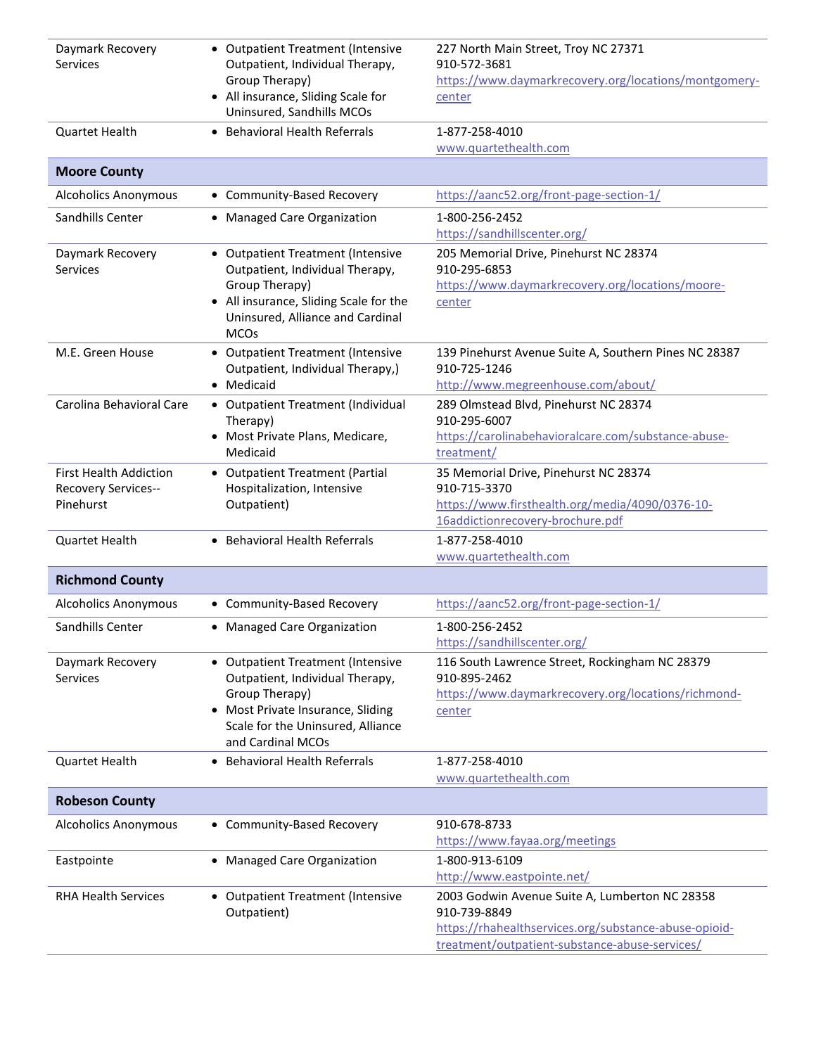| | | |
|---|---|---|
| Daymark Recovery Services | • Outpatient Treatment (Intensive Outpatient, Individual Therapy, Group Therapy)<br>• All insurance, Sliding Scale for Uninsured, Sandhills MCOs | 227 North Main Street, Troy NC 27371<br>910-572-3681<br>https://www.daymarkrecovery.org/locations/montgomery-center |
| Quartet Health | • Behavioral Health Referrals | 1-877-258-4010<br>www.quartethealth.com |
| **Moore County** | | |
| Alcoholics Anonymous | • Community-Based Recovery | https://aanc52.org/front-page-section-1/ |
| Sandhills Center | • Managed Care Organization | 1-800-256-2452<br>https://sandhillscenter.org/ |
| Daymark Recovery Services | • Outpatient Treatment (Intensive Outpatient, Individual Therapy, Group Therapy)<br>• All insurance, Sliding Scale for the Uninsured, Alliance and Cardinal MCOs | 205 Memorial Drive, Pinehurst NC 28374<br>910-295-6853<br>https://www.daymarkrecovery.org/locations/moore-center |
| M.E. Green House | • Outpatient Treatment (Intensive Outpatient, Individual Therapy,)<br>• Medicaid | 139 Pinehurst Avenue Suite A, Southern Pines NC 28387<br>910-725-1246<br>http://www.megreenhouse.com/about/ |
| Carolina Behavioral Care | • Outpatient Treatment (Individual Therapy)<br>• Most Private Plans, Medicare, Medicaid | 289 Olmstead Blvd, Pinehurst NC 28374<br>910-295-6007<br>https://carolinabehavioralcare.com/substance-abuse-treatment/ |
| First Health Addiction Recovery Services--Pinehurst | • Outpatient Treatment (Partial Hospitalization, Intensive Outpatient) | 35 Memorial Drive, Pinehurst NC 28374<br>910-715-3370<br>https://www.firsthealth.org/media/4090/0376-10-16addictionrecovery-brochure.pdf |
| Quartet Health | • Behavioral Health Referrals | 1-877-258-4010<br>www.quartethealth.com |
| **Richmond County** | | |
| Alcoholics Anonymous | • Community-Based Recovery | https://aanc52.org/front-page-section-1/ |
| Sandhills Center | • Managed Care Organization | 1-800-256-2452<br>https://sandhillscenter.org/ |
| Daymark Recovery Services | • Outpatient Treatment (Intensive Outpatient, Individual Therapy, Group Therapy)<br>• Most Private Insurance, Sliding Scale for the Uninsured, Alliance and Cardinal MCOs | 116 South Lawrence Street, Rockingham NC 28379<br>910-895-2462<br>https://www.daymarkrecovery.org/locations/richmond-center |
| Quartet Health | • Behavioral Health Referrals | 1-877-258-4010<br>www.quartethealth.com |
| **Robeson County** | | |
| Alcoholics Anonymous | • Community-Based Recovery | 910-678-8733<br>https://www.fayaa.org/meetings |
| Eastpointe | • Managed Care Organization | 1-800-913-6109<br>http://www.eastpointe.net/ |
| RHA Health Services | • Outpatient Treatment (Intensive Outpatient) | 2003 Godwin Avenue Suite A, Lumberton NC 28358<br>910-739-8849<br>https://rhahealthservices.org/substance-abuse-opioid-treatment/outpatient-substance-abuse-services/ |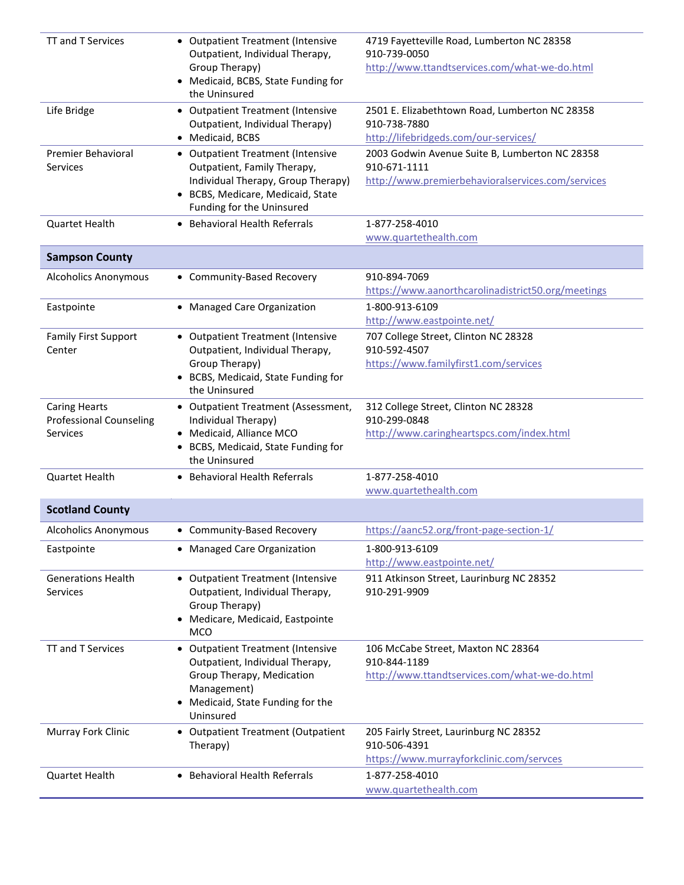| | | |
|---|---|---|
| TT and T Services | • Outpatient Treatment (Intensive Outpatient, Individual Therapy, Group Therapy)<br>• Medicaid, BCBS, State Funding for the Uninsured | 4719 Fayetteville Road, Lumberton NC 28358<br>910-739-0050<br>http://www.ttandtservices.com/what-we-do.html |
| Life Bridge | • Outpatient Treatment (Intensive Outpatient, Individual Therapy)<br>• Medicaid, BCBS | 2501 E. Elizabethtown Road, Lumberton NC 28358<br>910-738-7880<br>http://lifebridgeds.com/our-services/ |
| Premier Behavioral Services | • Outpatient Treatment (Intensive Outpatient, Family Therapy, Individual Therapy, Group Therapy)<br>• BCBS, Medicare, Medicaid, State Funding for the Uninsured | 2003 Godwin Avenue Suite B, Lumberton NC 28358<br>910-671-1111<br>http://www.premierbehavioralservices.com/services |
| Quartet Health | • Behavioral Health Referrals | 1-877-258-4010<br>www.quartethealth.com |
| **Sampson County** | | |
| Alcoholics Anonymous | • Community-Based Recovery | 910-894-7069<br>https://www.aanorthcarolinadistrict50.org/meetings |
| Eastpointe | • Managed Care Organization | 1-800-913-6109<br>http://www.eastpointe.net/ |
| Family First Support Center | • Outpatient Treatment (Intensive Outpatient, Individual Therapy, Group Therapy)<br>• BCBS, Medicaid, State Funding for the Uninsured | 707 College Street, Clinton NC 28328<br>910-592-4507<br>https://www.familyfirst1.com/services |
| Caring Hearts Professional Counseling Services | • Outpatient Treatment (Assessment, Individual Therapy)<br>• Medicaid, Alliance MCO<br>• BCBS, Medicaid, State Funding for the Uninsured | 312 College Street, Clinton NC 28328<br>910-299-0848<br>http://www.caringheartspcs.com/index.html |
| Quartet Health | • Behavioral Health Referrals | 1-877-258-4010<br>www.quartethealth.com |
| **Scotland County** | | |
| Alcoholics Anonymous | • Community-Based Recovery | https://aanc52.org/front-page-section-1/ |
| Eastpointe | • Managed Care Organization | 1-800-913-6109<br>http://www.eastpointe.net/ |
| Generations Health Services | • Outpatient Treatment (Intensive Outpatient, Individual Therapy, Group Therapy)<br>• Medicare, Medicaid, Eastpointe MCO | 911 Atkinson Street, Laurinburg NC 28352<br>910-291-9909 |
| TT and T Services | • Outpatient Treatment (Intensive Outpatient, Individual Therapy, Group Therapy, Medication Management)<br>• Medicaid, State Funding for the Uninsured | 106 McCabe Street, Maxton NC 28364<br>910-844-1189<br>http://www.ttandtservices.com/what-we-do.html |
| Murray Fork Clinic | • Outpatient Treatment (Outpatient Therapy) | 205 Fairly Street, Laurinburg NC 28352<br>910-506-4391<br>https://www.murrayforkclinic.com/servces |
| Quartet Health | • Behavioral Health Referrals | 1-877-258-4010<br>www.quartethealth.com |